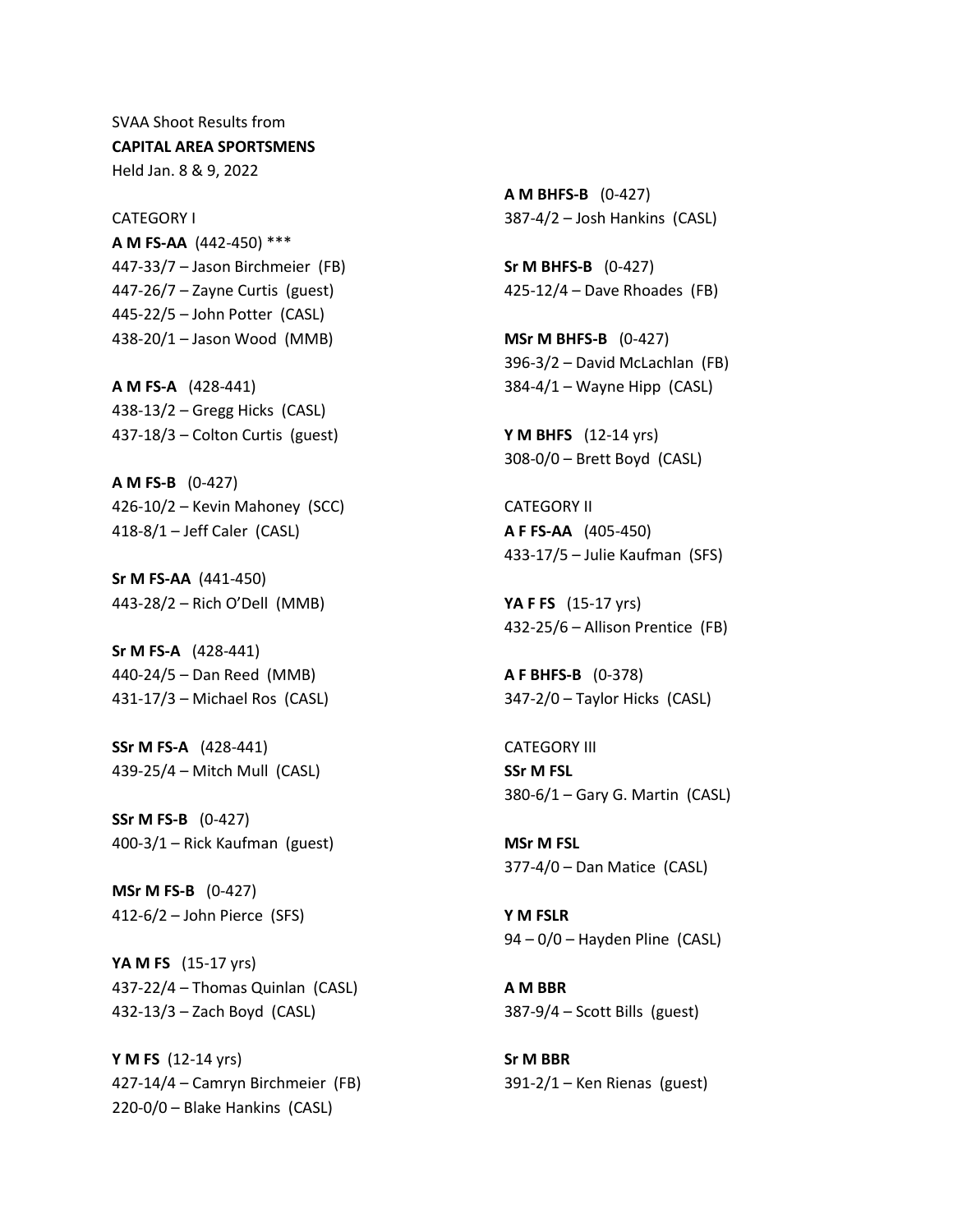SVAA Shoot Results from
**CAPITAL AREA SPORTSMENS**
Held Jan. 8 & 9, 2022

CATEGORY I

**A M FS-AA** (442-450) ***
447-33/7 – Jason Birchmeier (FB)
447-26/7 – Zayne Curtis (guest)
445-22/5 – John Potter (CASL)
438-20/1 – Jason Wood (MMB)

**A M FS-A** (428-441)
438-13/2 – Gregg Hicks (CASL)
437-18/3 – Colton Curtis (guest)

**A M FS-B** (0-427)
426-10/2 – Kevin Mahoney (SCC)
418-8/1 – Jeff Caler (CASL)

**Sr M FS-AA** (441-450)
443-28/2 – Rich O'Dell (MMB)

**Sr M FS-A** (428-441)
440-24/5 – Dan Reed (MMB)
431-17/3 – Michael Ros (CASL)

**SSr M FS-A** (428-441)
439-25/4 – Mitch Mull (CASL)

**SSr M FS-B** (0-427)
400-3/1 – Rick Kaufman (guest)

**MSr M FS-B** (0-427)
412-6/2 – John Pierce (SFS)

**YA M FS** (15-17 yrs)
437-22/4 – Thomas Quinlan (CASL)
432-13/3 – Zach Boyd (CASL)

**Y M FS** (12-14 yrs)
427-14/4 – Camryn Birchmeier (FB)
220-0/0 – Blake Hankins (CASL)

**A M BHFS-B** (0-427)
387-4/2 – Josh Hankins (CASL)

**Sr M BHFS-B** (0-427)
425-12/4 – Dave Rhoades (FB)

**MSr M BHFS-B** (0-427)
396-3/2 – David McLachlan (FB)
384-4/1 – Wayne Hipp (CASL)

**Y M BHFS** (12-14 yrs)
308-0/0 – Brett Boyd (CASL)

CATEGORY II

**A F FS-AA** (405-450)
433-17/5 – Julie Kaufman (SFS)

**YA F FS** (15-17 yrs)
432-25/6 – Allison Prentice (FB)

**A F BHFS-B** (0-378)
347-2/0 – Taylor Hicks (CASL)

CATEGORY III

**SSr M FSL**
380-6/1 – Gary G. Martin (CASL)

**MSr M FSL**
377-4/0 – Dan Matice (CASL)

**Y M FSLR**
94 – 0/0 – Hayden Pline (CASL)

**A M BBR**
387-9/4 – Scott Bills (guest)

**Sr M BBR**
391-2/1 – Ken Rienas (guest)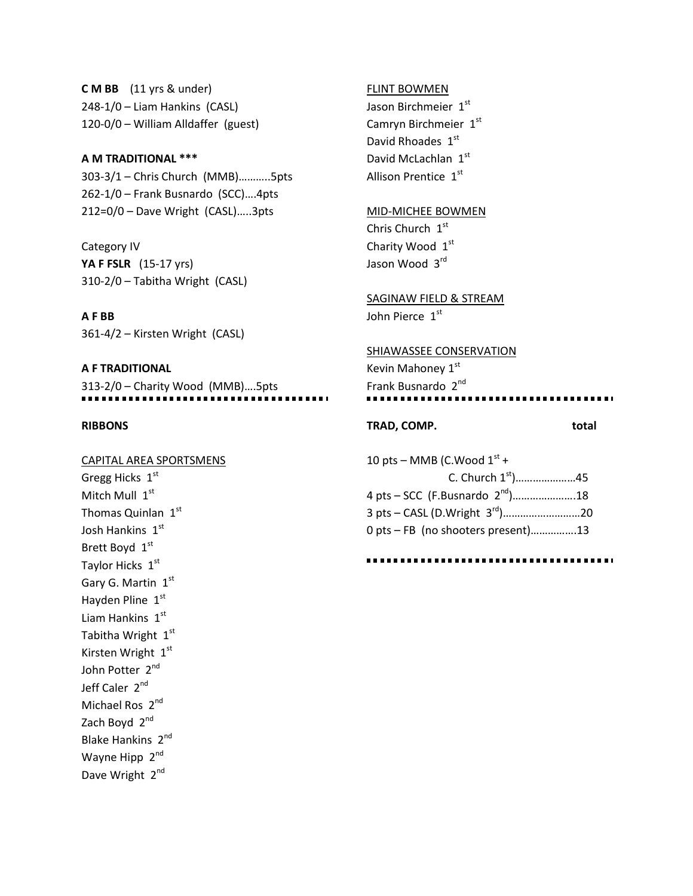**C M BB** (11 yrs & under)
248-1/0 – Liam Hankins (CASL)
120-0/0 – William Alldaffer (guest)

**A M TRADITIONAL \*\*\***
303-3/1 – Chris Church (MMB)………..5pts
262-1/0 – Frank Busnardo (SCC)….4pts
212=0/0 – Dave Wright (CASL)…..3pts

Category IV
**YA F FSLR** (15-17 yrs)
310-2/0 – Tabitha Wright (CASL)

**A F BB**
361-4/2 – Kirsten Wright (CASL)

**A F TRADITIONAL**
313-2/0 – Charity Wood (MMB)….5pts

**RIBBONS**

CAPITAL AREA SPORTSMENS
Gregg Hicks 1st
Mitch Mull 1st
Thomas Quinlan 1st
Josh Hankins 1st
Brett Boyd 1st
Taylor Hicks 1st
Gary G. Martin 1st
Hayden Pline 1st
Liam Hankins 1st
Tabitha Wright 1st
Kirsten Wright 1st
John Potter 2nd
Jeff Caler 2nd
Michael Ros 2nd
Zach Boyd 2nd
Blake Hankins 2nd
Wayne Hipp 2nd
Dave Wright 2nd

FLINT BOWMEN
Jason Birchmeier 1st
Camryn Birchmeier 1st
David Rhoades 1st
David McLachlan 1st
Allison Prentice 1st

MID-MICHEE BOWMEN
Chris Church 1st
Charity Wood 1st
Jason Wood 3rd

SAGINAW FIELD & STREAM
John Pierce 1st

SHIAWASSEE CONSERVATION
Kevin Mahoney 1st
Frank Busnardo 2nd

**TRAD, COMP.** **total**

10 pts – MMB (C.Wood 1st + C. Church 1st)…………………45
4 pts – SCC (F.Busnardo 2nd)…………………..18
3 pts – CASL (D.Wright 3rd)………………………20
0 pts – FB (no shooters present)…………….13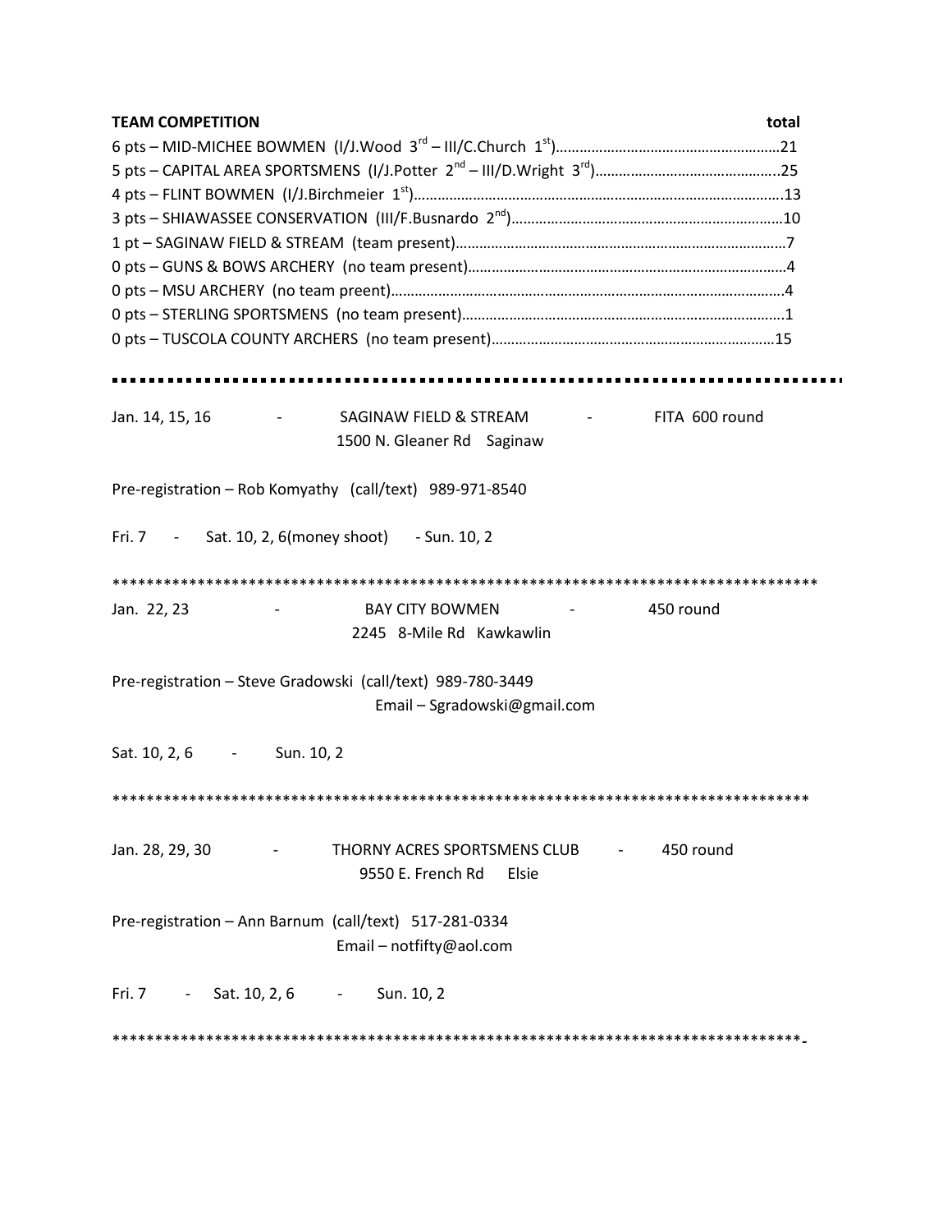**TEAM COMPETITION** **total**

6 pts – MID-MICHEE BOWMEN (I/J.Wood 3rd – III/C.Church 1st)………………………………………………21
5 pts – CAPITAL AREA SPORTSMENS (I/J.Potter 2nd – III/D.Wright 3rd)………………………………………..25
4 pts – FLINT BOWMEN (I/J.Birchmeier 1st)…………………………………………………………………………..13
3 pts – SHIAWASSEE CONSERVATION (III/F.Busnardo 2nd)……………………………………………………………10
1 pt – SAGINAW FIELD & STREAM (team present)…………………………………………………………………………7
0 pts – GUNS & BOWS ARCHERY (no team present)………………………………………………………………………4
0 pts – MSU ARCHERY (no team preent)…………………………………………………………………………………4
0 pts – STERLING SPORTSMENS (no team present)…………………………………………………………………………1
0 pts – TUSCOLA COUNTY ARCHERS (no team present)……………………………………………………………15

---

Jan. 14, 15, 16 - SAGINAW FIELD & STREAM - FITA 600 round
1500 N. Gleaner Rd Saginaw

Pre-registration – Rob Komyathy (call/text) 989-971-8540

Fri. 7 - Sat. 10, 2, 6(money shoot) - Sun. 10, 2

\*\*\*\*\*\*\*\*\*\*\*\*\*\*\*\*\*\*\*\*\*\*\*\*\*\*\*\*\*\*\*\*\*\*\*\*\*\*\*\*\*\*\*\*\*\*\*\*\*\*\*\*\*\*\*\*\*\*\*\*\*\*\*\*\*\*\*\*\*\*\*\*\*\*\*\*\*\*\*\*\*\*\*\*

Jan. 22, 23 - BAY CITY BOWMEN - 450 round
2245 8-Mile Rd Kawkawlin

Pre-registration – Steve Gradowski (call/text) 989-780-3449
Email – Sgradowski@gmail.com

Sat. 10, 2, 6 - Sun. 10, 2

\*\*\*\*\*\*\*\*\*\*\*\*\*\*\*\*\*\*\*\*\*\*\*\*\*\*\*\*\*\*\*\*\*\*\*\*\*\*\*\*\*\*\*\*\*\*\*\*\*\*\*\*\*\*\*\*\*\*\*\*\*\*\*\*\*\*\*\*\*\*\*\*\*\*\*\*\*\*\*\*\*\*\*\*

Jan. 28, 29, 30 - THORNY ACRES SPORTSMENS CLUB - 450 round
9550 E. French Rd Elsie

Pre-registration – Ann Barnum (call/text) 517-281-0334
Email – notfifty@aol.com

Fri. 7 - Sat. 10, 2, 6 - Sun. 10, 2

\*\*\*\*\*\*\*\*\*\*\*\*\*\*\*\*\*\*\*\*\*\*\*\*\*\*\*\*\*\*\*\*\*\*\*\*\*\*\*\*\*\*\*\*\*\*\*\*\*\*\*\*\*\*\*\*\*\*\*\*\*\*\*\*\*\*\*\*\*\*\*\*\*\*\*\*\*\*\*\*\*\*\*-